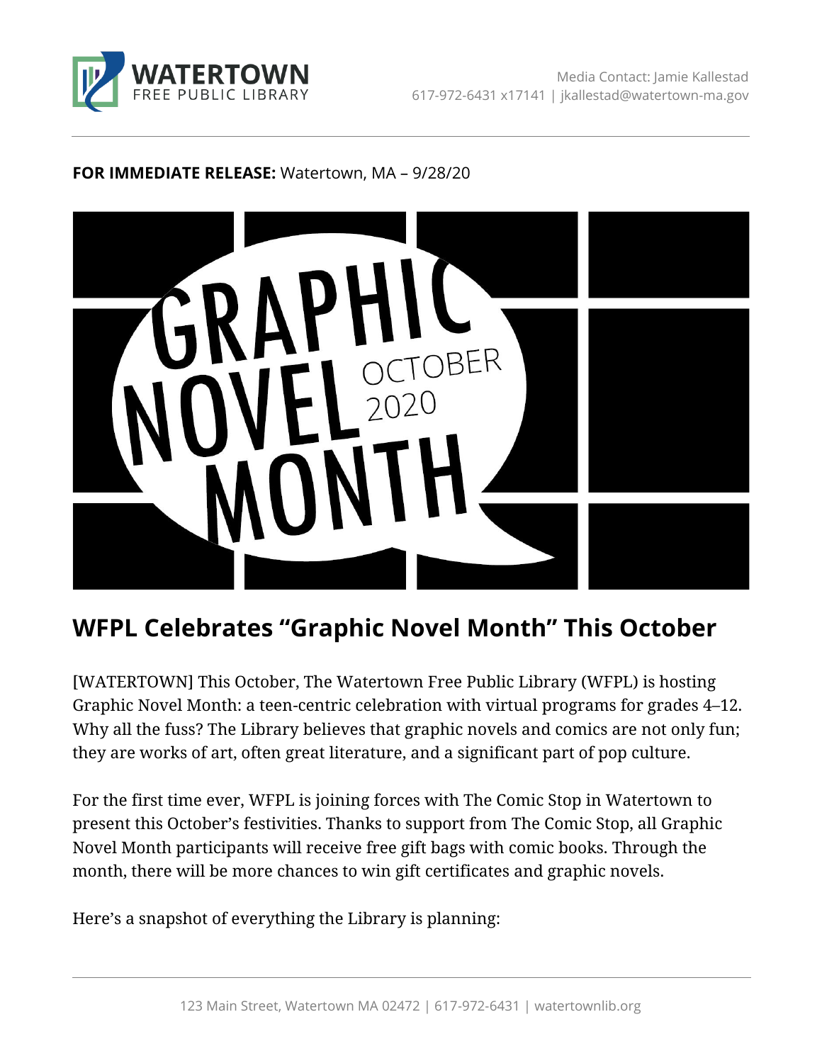Media Contact: Jamie Kallestad
617-972-6431 x17141 | jkallestad@watertown-ma.gov

**FOR IMMEDIATE RELEASE:** Watertown, MA – 9/28/20

GRAPHIC NOVEL MONTH OCTOBER 2020

# WFPL Celebrates "Graphic Novel Month" This October

[WATERTOWN] This October, The Watertown Free Public Library (WFPL) is hosting Graphic Novel Month: a teen-centric celebration with virtual programs for grades 4–12. Why all the fuss? The Library believes that graphic novels and comics are not only fun; they are works of art, often great literature, and a significant part of pop culture.

For the first time ever, WFPL is joining forces with The Comic Stop in Watertown to present this October's festivities. Thanks to support from The Comic Stop, all Graphic Novel Month participants will receive free gift bags with comic books. Through the month, there will be more chances to win gift certificates and graphic novels.

Here's a snapshot of everything the Library is planning: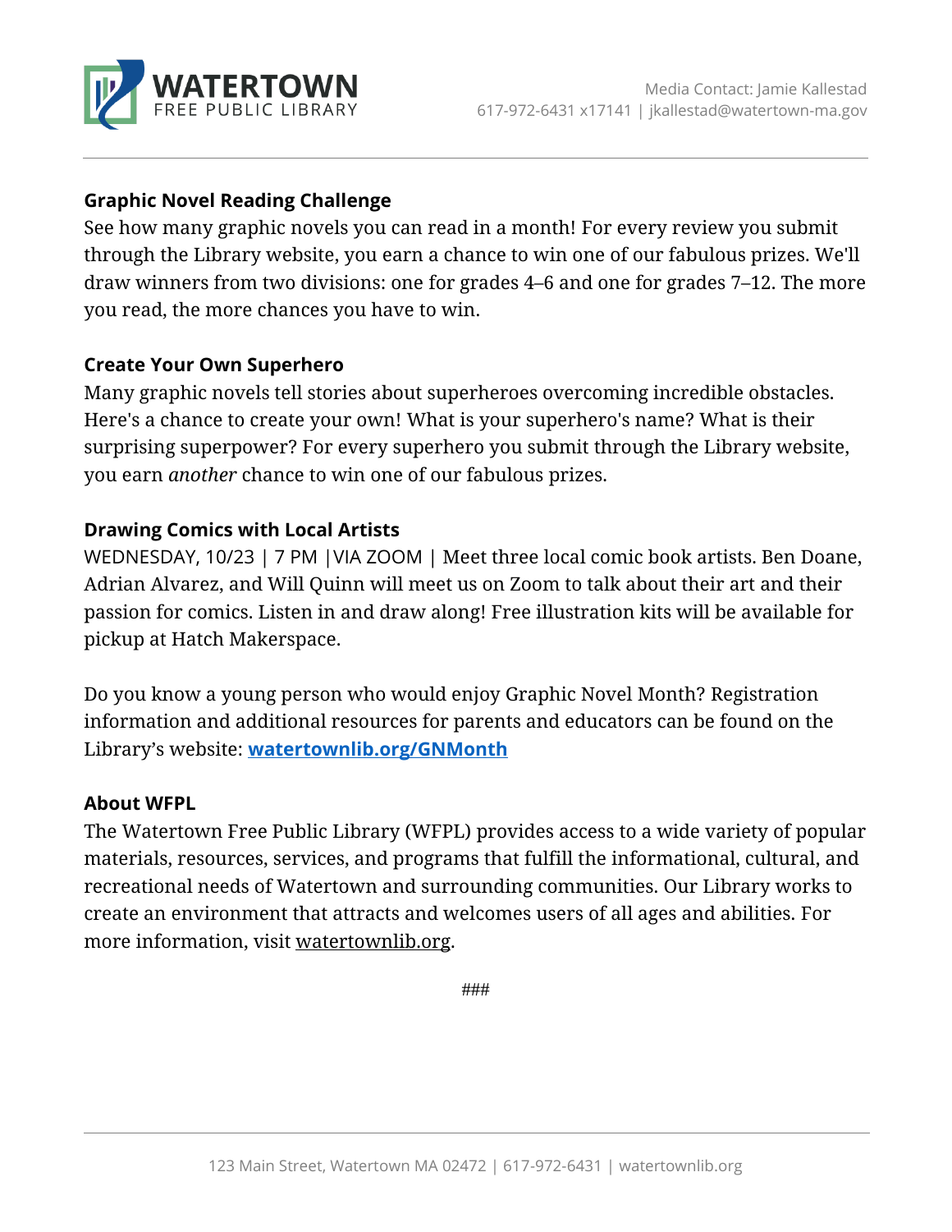**Graphic Novel Reading Challenge**
See how many graphic novels you can read in a month! For every review you submit through the Library website, you earn a chance to win one of our fabulous prizes. We'll draw winners from two divisions: one for grades 4–6 and one for grades 7–12. The more you read, the more chances you have to win.

**Create Your Own Superhero**
Many graphic novels tell stories about superheroes overcoming incredible obstacles. Here's a chance to create your own! What is your superhero's name? What is their surprising superpower? For every superhero you submit through the Library website, you earn *another* chance to win one of our fabulous prizes.

**Drawing Comics with Local Artists**
WEDNESDAY, 10/23 | 7 PM |VIA ZOOM | Meet three local comic book artists. Ben Doane, Adrian Alvarez, and Will Quinn will meet us on Zoom to talk about their art and their passion for comics. Listen in and draw along! Free illustration kits will be available for pickup at Hatch Makerspace.

Do you know a young person who would enjoy Graphic Novel Month? Registration information and additional resources for parents and educators can be found on the Library's website: **watertownlib.org/GNMonth**

**About WFPL**
The Watertown Free Public Library (WFPL) provides access to a wide variety of popular materials, resources, services, and programs that fulfill the informational, cultural, and recreational needs of Watertown and surrounding communities. Our Library works to create an environment that attracts and welcomes users of all ages and abilities. For more information, visit watertownlib.org.

###